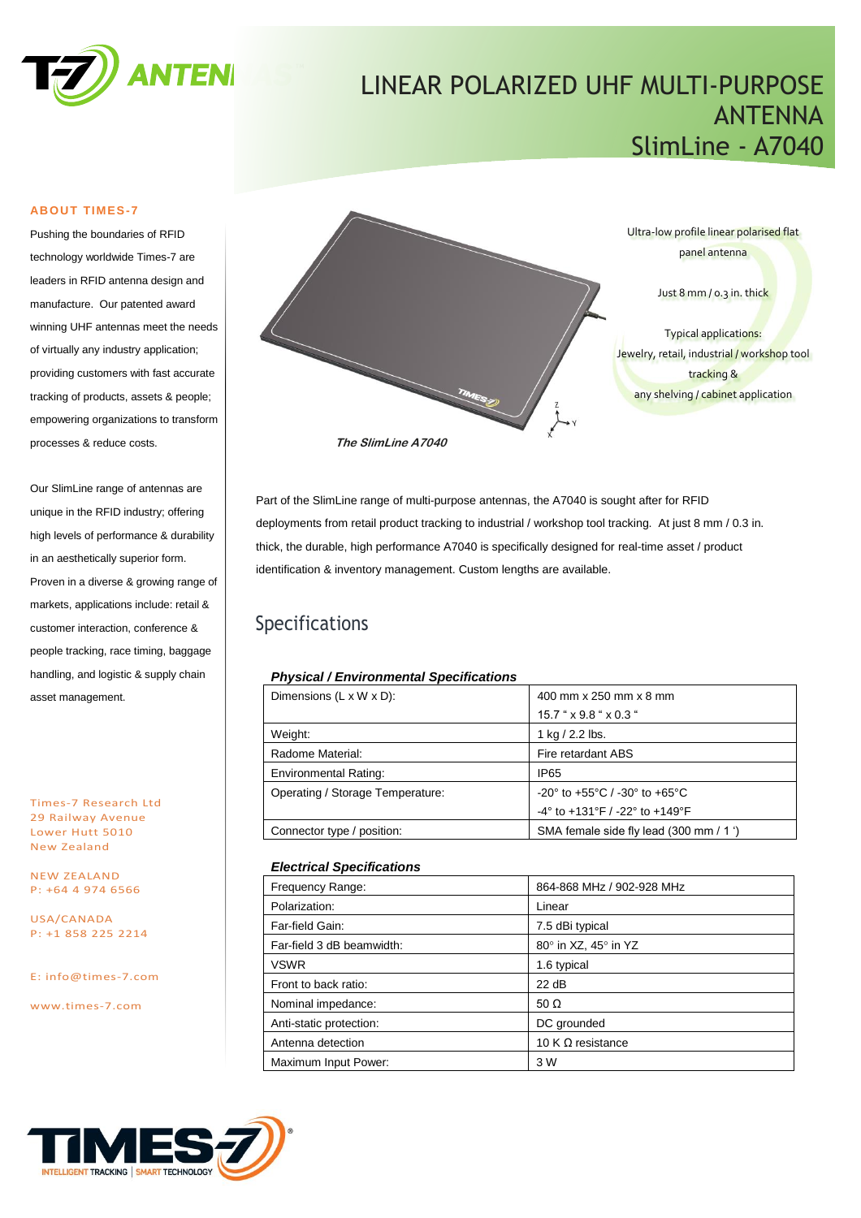# LINEAR POLARIZED UHF MULTI-PURPOSE ANTENNA
# SlimLine - A7040

### ABOUT TIMES-7

Pushing the boundaries of RFID technology worldwide Times-7 are leaders in RFID antenna design and manufacture. Our patented award winning UHF antennas meet the needs of virtually any industry application; providing customers with fast accurate tracking of products, assets & people; empowering organizations to transform processes & reduce costs.

Our SlimLine range of antennas are unique in the RFID industry; offering high levels of performance & durability in an aesthetically superior form. Proven in a diverse & growing range of markets, applications include: retail & customer interaction, conference & people tracking, race timing, baggage handling, and logistic & supply chain asset management.

Times-7 Research Ltd
29 Railway Avenue
Lower Hutt 5010
New Zealand

NEW ZEALAND
P: +64 4 974 6566

USA/CANADA
P: +1 858 225 2214

E: info@times-7.com

www.times-7.com

Ultra-low profile linear polarised flat panel antenna

Just 8 mm / 0.3 in. thick

Typical applications:
Jewelry, retail, industrial / workshop tool tracking &
any shelving / cabinet application

*The SlimLine A7040*

Part of the SlimLine range of multi-purpose antennas, the A7040 is sought after for RFID deployments from retail product tracking to industrial / workshop tool tracking. At just 8 mm / 0.3 in. thick, the durable, high performance A7040 is specifically designed for real-time asset / product identification & inventory management. Custom lengths are available.

## Specifications

***Physical / Environmental Specifications***

| | |
|---|---|
| Dimensions (L x W x D): | 400 mm x 250 mm x 8 mm<br>15.7 " x 9.8 " x 0.3 " |
| Weight: | 1 kg / 2.2 lbs. |
| Radome Material: | Fire retardant ABS |
| Environmental Rating: | IP65 |
| Operating / Storage Temperature: | -20° to +55°C / -30° to +65°C<br>-4° to +131°F / -22° to +149°F |
| Connector type / position: | SMA female side fly lead (300 mm / 1 ') |

***Electrical Specifications***

| | |
|---|---|
| Frequency Range: | 864-868 MHz / 902-928 MHz |
| Polarization: | Linear |
| Far-field Gain: | 7.5 dBi typical |
| Far-field 3 dB beamwidth: | 80° in XZ, 45° in YZ |
| VSWR | 1.6 typical |
| Front to back ratio: | 22 dB |
| Nominal impedance: | 50 Ω |
| Anti-static protection: | DC grounded |
| Antenna detection | 10 K Ω resistance |
| Maximum Input Power: | 3 W |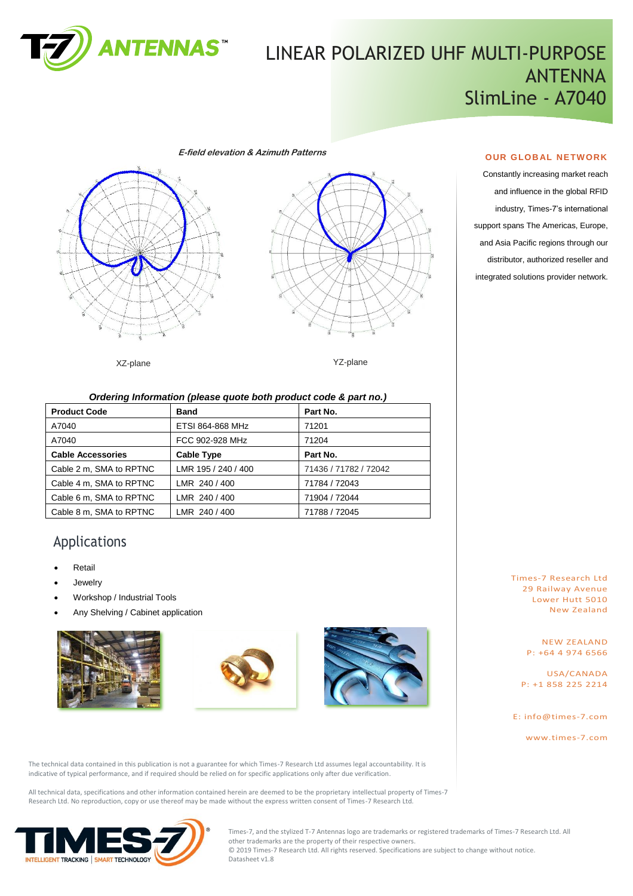# LINEAR POLARIZED UHF MULTI-PURPOSE ANTENNA

# SlimLine - A7040

*E-field elevation & Azimuth Patterns*

XZ-plane

YZ-plane

**OUR GLOBAL NETWORK**

Constantly increasing market reach and influence in the global RFID industry, Times-7's international support spans The Americas, Europe, and Asia Pacific regions through our distributor, authorized reseller and integrated solutions provider network.

***Ordering Information (please quote both product code & part no.)***

| Product Code | Band | Part No. |
|---|---|---|
| A7040 | ETSI 864-868 MHz | 71201 |
| A7040 | FCC 902-928 MHz | 71204 |
| **Cable Accessories** | **Cable Type** | **Part No.** |
| Cable 2 m, SMA to RPTNC | LMR 195 / 240 / 400 | 71436 / 71782 / 72042 |
| Cable 4 m, SMA to RPTNC | LMR 240 / 400 | 71784 / 72043 |
| Cable 6 m, SMA to RPTNC | LMR 240 / 400 | 71904 / 72044 |
| Cable 8 m, SMA to RPTNC | LMR 240 / 400 | 71788 / 72045 |

## Applications

- Retail
- Jewelry
- Workshop / Industrial Tools
- Any Shelving / Cabinet application

Times-7 Research Ltd
29 Railway Avenue
Lower Hutt 5010
New Zealand

NEW ZEALAND
P: +64 4 974 6566

USA/CANADA
P: +1 858 225 2214

E: info@times-7.com

www.times-7.com

The technical data contained in this publication is not a guarantee for which Times-7 Research Ltd assumes legal accountability. It is indicative of typical performance, and if required should be relied on for specific applications only after due verification.

All technical data, specifications and other information contained herein are deemed to be the proprietary intellectual property of Times-7 Research Ltd. No reproduction, copy or use thereof may be made without the express written consent of Times-7 Research Ltd.

Times-7, and the stylized T-7 Antennas logo are trademarks or registered trademarks of Times-7 Research Ltd. All other trademarks are the property of their respective owners.
© 2019 Times-7 Research Ltd. All rights reserved. Specifications are subject to change without notice.
Datasheet v1.8